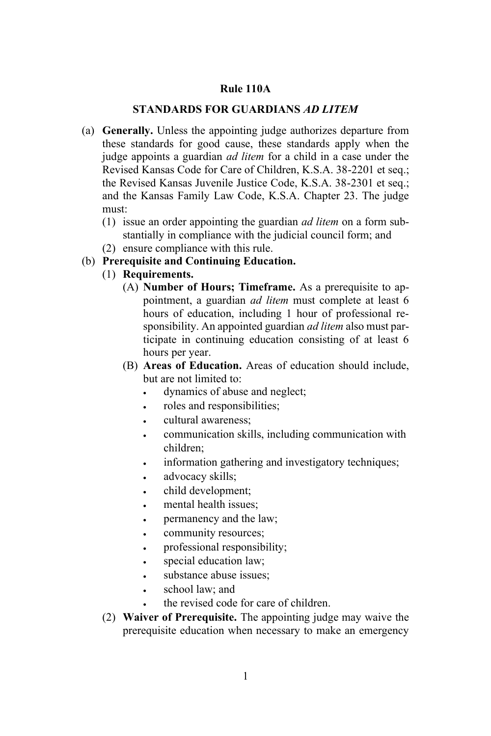# Rule 110A

## STANDARDS FOR GUARDIANS *AD LITEM*

(a) **Generally.** Unless the appointing judge authorizes departure from these standards for good cause, these standards apply when the judge appoints a guardian *ad litem* for a child in a case under the Revised Kansas Code for Care of Children, K.S.A. 38-2201 et seq.; the Revised Kansas Juvenile Justice Code, K.S.A. 38-2301 et seq.; and the Kansas Family Law Code, K.S.A. Chapter 23. The judge must:

   (1) issue an order appointing the guardian *ad litem* on a form substantially in compliance with the judicial council form; and

   (2) ensure compliance with this rule.

(b) **Prerequisite and Continuing Education.**

   (1) **Requirements.**

      (A) **Number of Hours; Timeframe.** As a prerequisite to appointment, a guardian *ad litem* must complete at least 6 hours of education, including 1 hour of professional responsibility. An appointed guardian *ad litem* also must participate in continuing education consisting of at least 6 hours per year.

      (B) **Areas of Education.** Areas of education should include, but are not limited to:

      - dynamics of abuse and neglect;
      - roles and responsibilities;
      - cultural awareness;
      - communication skills, including communication with children;
      - information gathering and investigatory techniques;
      - advocacy skills;
      - child development;
      - mental health issues;
      - permanency and the law;
      - community resources;
      - professional responsibility;
      - special education law;
      - substance abuse issues;
      - school law; and
      - the revised code for care of children.

   (2) **Waiver of Prerequisite.** The appointing judge may waive the prerequisite education when necessary to make an emergency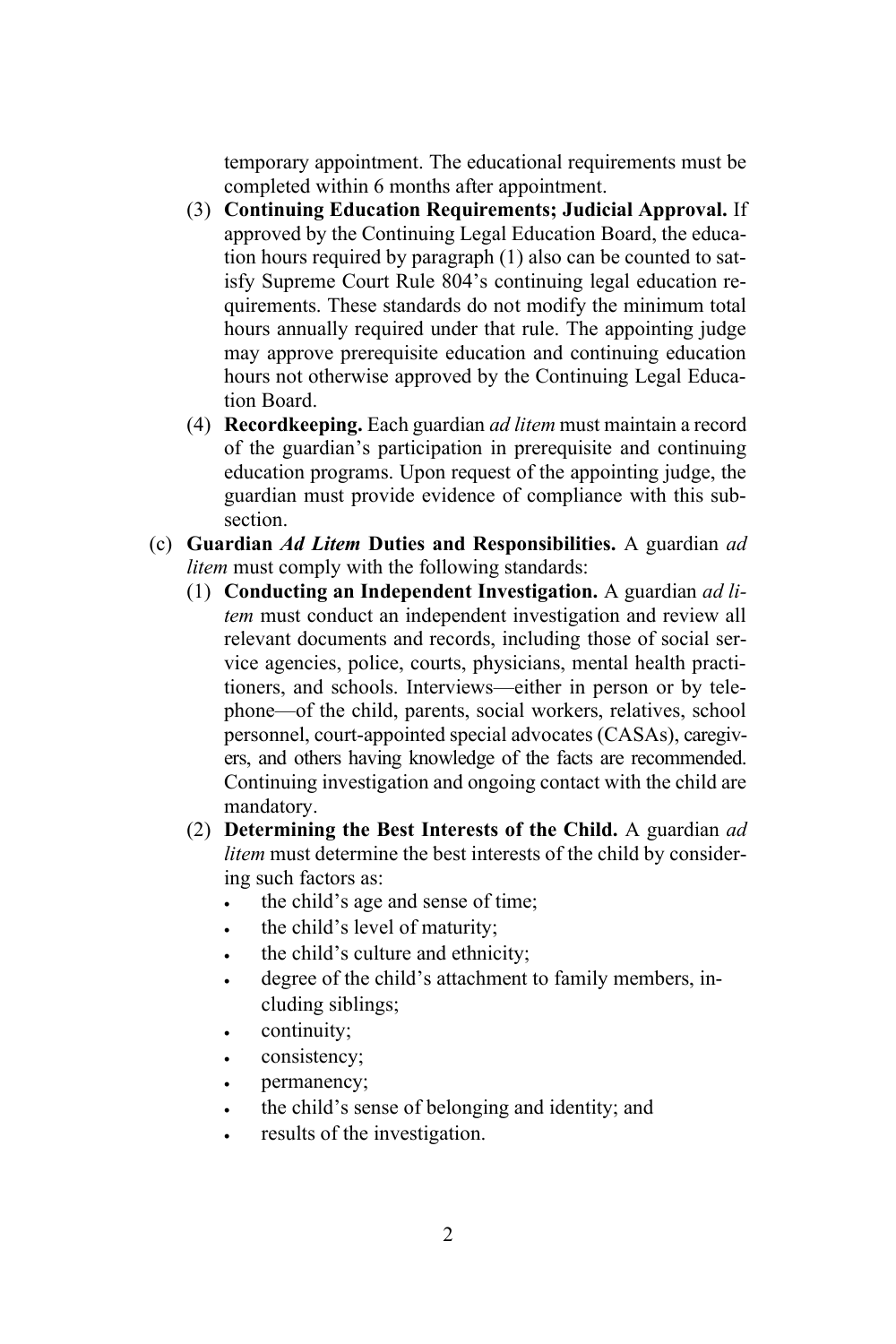temporary appointment. The educational requirements must be completed within 6 months after appointment.

(3) **Continuing Education Requirements; Judicial Approval.** If approved by the Continuing Legal Education Board, the education hours required by paragraph (1) also can be counted to satisfy Supreme Court Rule 804's continuing legal education requirements. These standards do not modify the minimum total hours annually required under that rule. The appointing judge may approve prerequisite education and continuing education hours not otherwise approved by the Continuing Legal Education Board.

(4) **Recordkeeping.** Each guardian *ad litem* must maintain a record of the guardian's participation in prerequisite and continuing education programs. Upon request of the appointing judge, the guardian must provide evidence of compliance with this subsection.

(c) **Guardian *Ad Litem* Duties and Responsibilities.** A guardian *ad litem* must comply with the following standards:

(1) **Conducting an Independent Investigation.** A guardian *ad litem* must conduct an independent investigation and review all relevant documents and records, including those of social service agencies, police, courts, physicians, mental health practitioners, and schools. Interviews—either in person or by telephone—of the child, parents, social workers, relatives, school personnel, court-appointed special advocates (CASAs), caregivers, and others having knowledge of the facts are recommended. Continuing investigation and ongoing contact with the child are mandatory.

(2) **Determining the Best Interests of the Child.** A guardian *ad litem* must determine the best interests of the child by considering such factors as:

- the child's age and sense of time;
- the child's level of maturity;
- the child's culture and ethnicity;
- degree of the child's attachment to family members, including siblings;
- continuity;
- consistency;
- permanency;
- the child's sense of belonging and identity; and
- results of the investigation.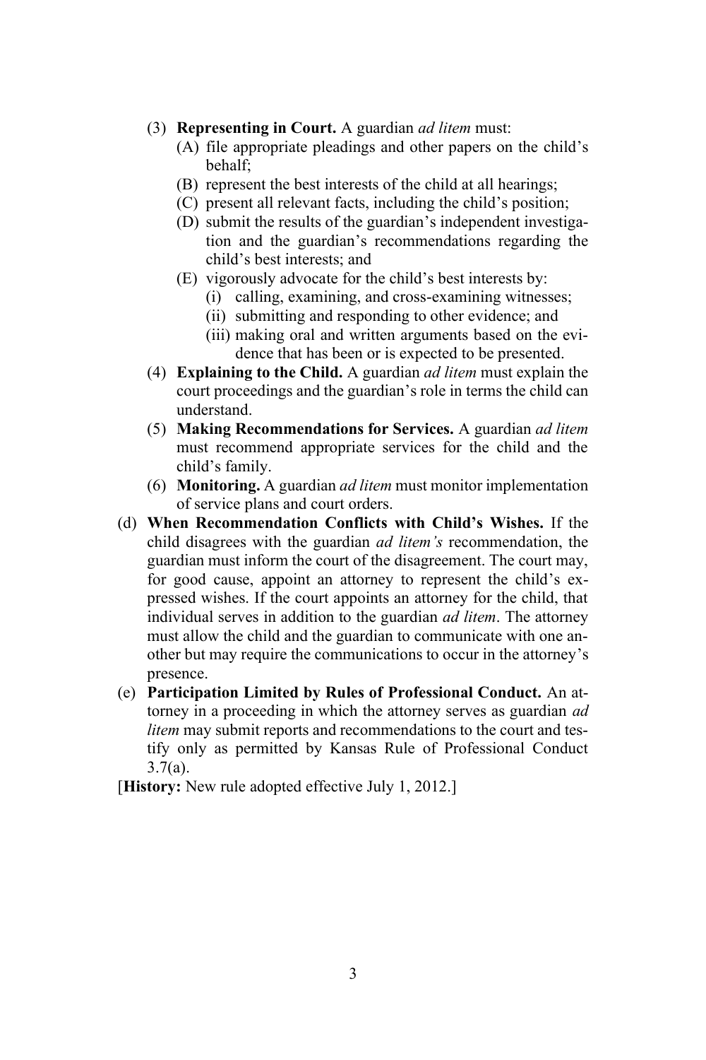(3) **Representing in Court.** A guardian *ad litem* must:

   (A) file appropriate pleadings and other papers on the child's behalf;

   (B) represent the best interests of the child at all hearings;

   (C) present all relevant facts, including the child's position;

   (D) submit the results of the guardian's independent investigation and the guardian's recommendations regarding the child's best interests; and

   (E) vigorously advocate for the child's best interests by:

      (i) calling, examining, and cross-examining witnesses;

      (ii) submitting and responding to other evidence; and

      (iii) making oral and written arguments based on the evidence that has been or is expected to be presented.

(4) **Explaining to the Child.** A guardian *ad litem* must explain the court proceedings and the guardian's role in terms the child can understand.

(5) **Making Recommendations for Services.** A guardian *ad litem* must recommend appropriate services for the child and the child's family.

(6) **Monitoring.** A guardian *ad litem* must monitor implementation of service plans and court orders.

(d) **When Recommendation Conflicts with Child's Wishes.** If the child disagrees with the guardian *ad litem's* recommendation, the guardian must inform the court of the disagreement. The court may, for good cause, appoint an attorney to represent the child's expressed wishes. If the court appoints an attorney for the child, that individual serves in addition to the guardian *ad litem*. The attorney must allow the child and the guardian to communicate with one another but may require the communications to occur in the attorney's presence.

(e) **Participation Limited by Rules of Professional Conduct.** An attorney in a proceeding in which the attorney serves as guardian *ad litem* may submit reports and recommendations to the court and testify only as permitted by Kansas Rule of Professional Conduct 3.7(a).

[**History:** New rule adopted effective July 1, 2012.]